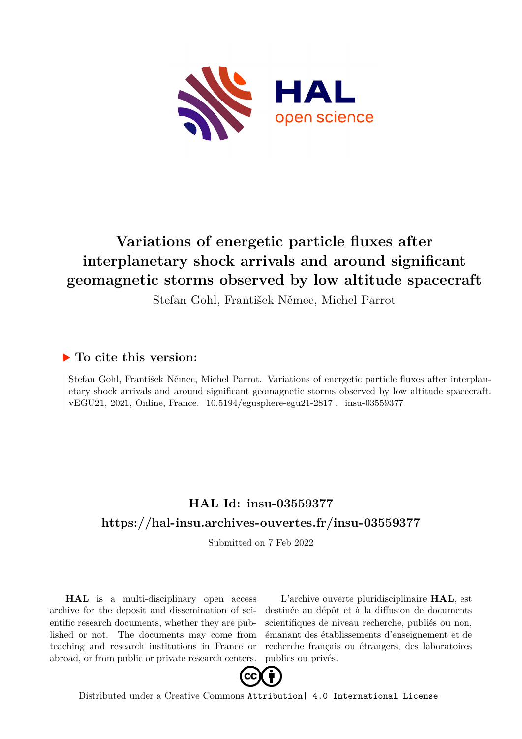# Variations of energetic particle fluxes after interplanetary shock arrivals and around significant geomagnetic storms observed by low altitude spacecraft

Stefan Gohl, František Němec, Michel Parrot

## ▶ To cite this version:

Stefan Gohl, František Němec, Michel Parrot. Variations of energetic particle fluxes after interplanetary shock arrivals and around significant geomagnetic storms observed by low altitude spacecraft. vEGU21, 2021, Online, France. 10.5194/egusphere-egu21-2817 . insu-03559377

## HAL Id: insu-03559377

## https://hal-insu.archives-ouvertes.fr/insu-03559377

Submitted on 7 Feb 2022

**HAL** is a multi-disciplinary open access archive for the deposit and dissemination of scientific research documents, whether they are published or not. The documents may come from teaching and research institutions in France or abroad, or from public or private research centers.

L'archive ouverte pluridisciplinaire **HAL**, est destinée au dépôt et à la diffusion de documents scientifiques de niveau recherche, publiés ou non, émanant des établissements d'enseignement et de recherche français ou étrangers, des laboratoires publics ou privés.

Distributed under a Creative Commons Attribution| 4.0 International License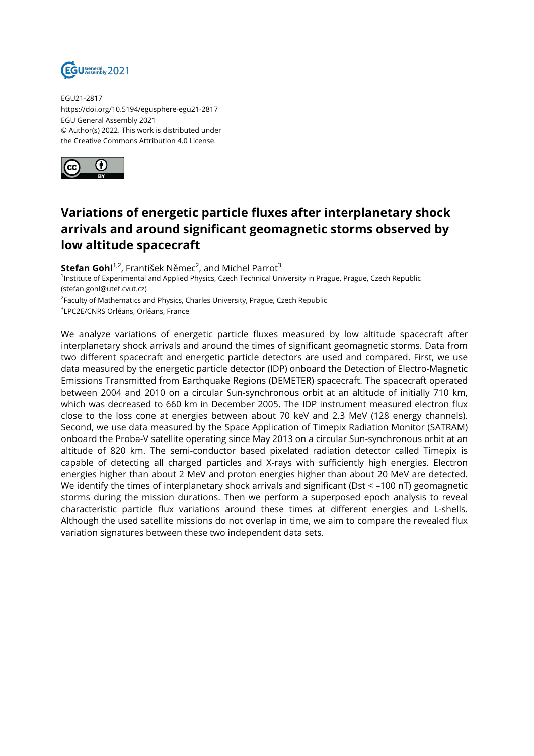EGU21-2817
https://doi.org/10.5194/egusphere-egu21-2817
EGU General Assembly 2021
© Author(s) 2022. This work is distributed under
the Creative Commons Attribution 4.0 License.

# Variations of energetic particle fluxes after interplanetary shock arrivals and around significant geomagnetic storms observed by low altitude spacecraft

**Stefan Gohl**[1,2], František Němec[2], and Michel Parrot[3]

[1]Institute of Experimental and Applied Physics, Czech Technical University in Prague, Prague, Czech Republic (stefan.gohl@utef.cvut.cz)
[2]Faculty of Mathematics and Physics, Charles University, Prague, Czech Republic
[3]LPC2E/CNRS Orléans, Orléans, France

We analyze variations of energetic particle fluxes measured by low altitude spacecraft after interplanetary shock arrivals and around the times of significant geomagnetic storms. Data from two different spacecraft and energetic particle detectors are used and compared. First, we use data measured by the energetic particle detector (IDP) onboard the Detection of Electro-Magnetic Emissions Transmitted from Earthquake Regions (DEMETER) spacecraft. The spacecraft operated between 2004 and 2010 on a circular Sun-synchronous orbit at an altitude of initially 710 km, which was decreased to 660 km in December 2005. The IDP instrument measured electron flux close to the loss cone at energies between about 70 keV and 2.3 MeV (128 energy channels). Second, we use data measured by the Space Application of Timepix Radiation Monitor (SATRAM) onboard the Proba-V satellite operating since May 2013 on a circular Sun-synchronous orbit at an altitude of 820 km. The semi-conductor based pixelated radiation detector called Timepix is capable of detecting all charged particles and X-rays with sufficiently high energies. Electron energies higher than about 2 MeV and proton energies higher than about 20 MeV are detected. We identify the times of interplanetary shock arrivals and significant (Dst < –100 nT) geomagnetic storms during the mission durations. Then we perform a superposed epoch analysis to reveal characteristic particle flux variations around these times at different energies and L-shells. Although the used satellite missions do not overlap in time, we aim to compare the revealed flux variation signatures between these two independent data sets.